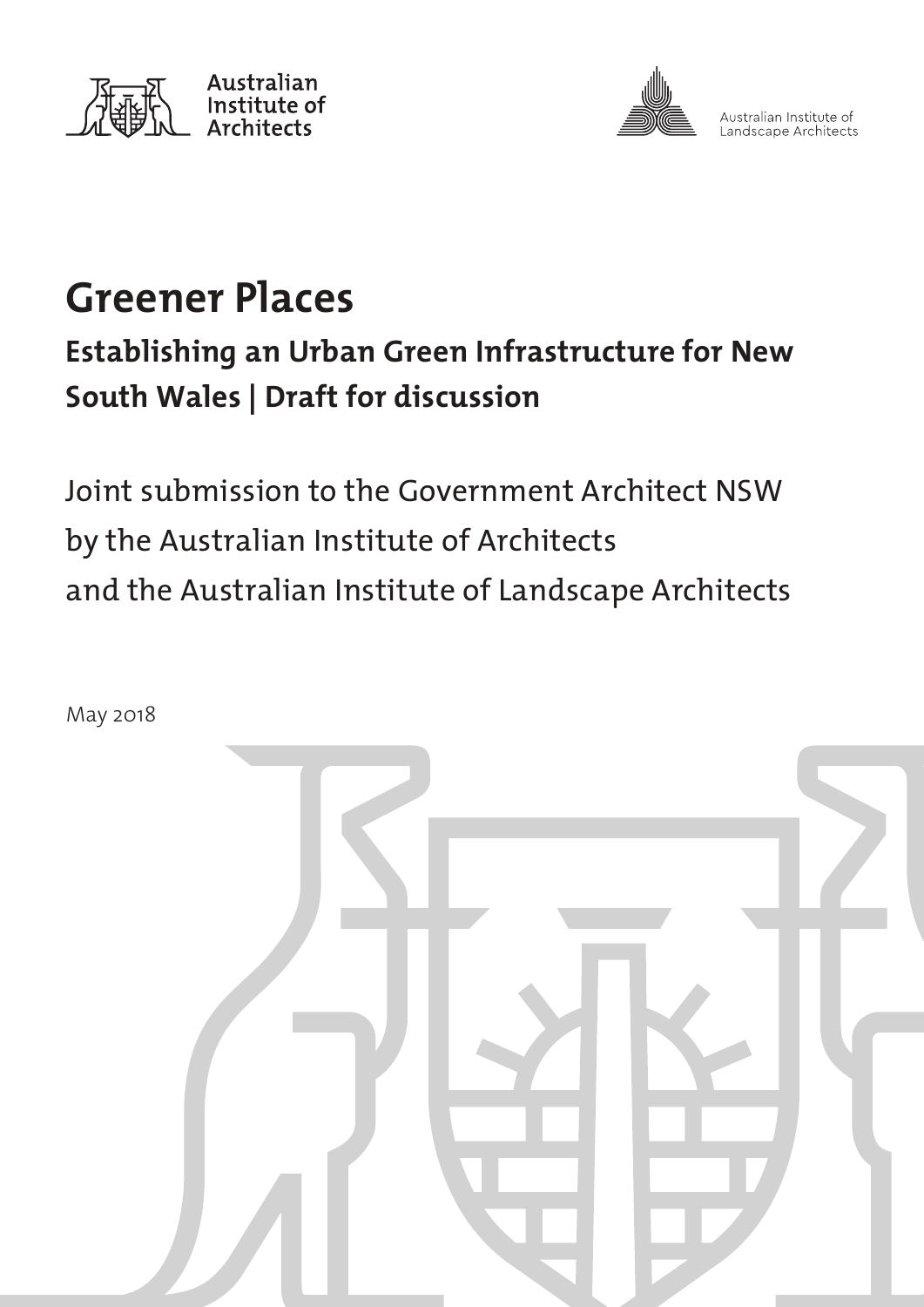Australian Institute of Architects

Australian Institute of Landscape Architects

# Greener Places

## Establishing an Urban Green Infrastructure for New South Wales | Draft for discussion

Joint submission to the Government Architect NSW
by the Australian Institute of Architects
and the Australian Institute of Landscape Architects

May 2018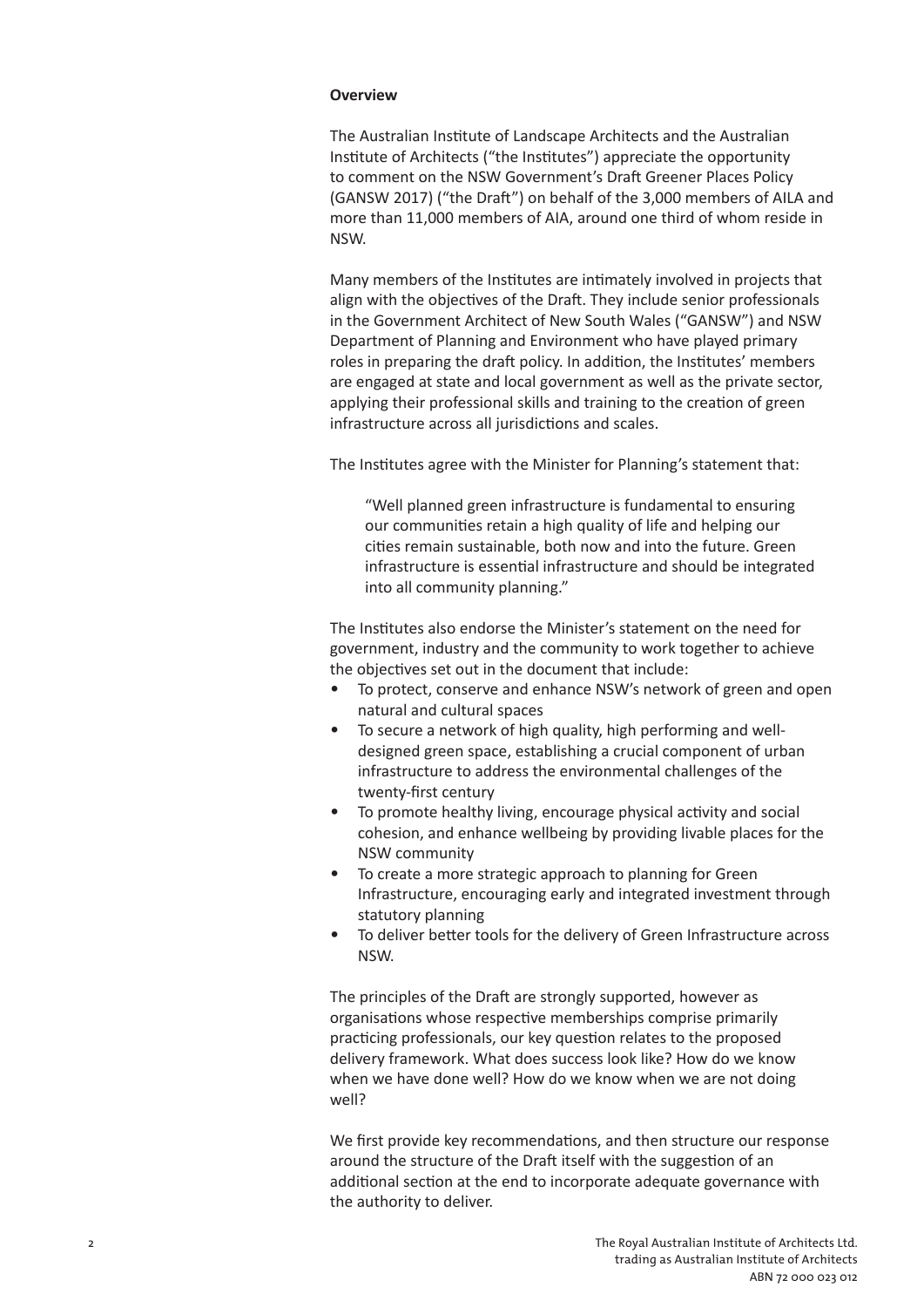**Overview**

The Australian Institute of Landscape Architects and the Australian Institute of Architects ("the Institutes") appreciate the opportunity to comment on the NSW Government's Draft Greener Places Policy (GANSW 2017) ("the Draft") on behalf of the 3,000 members of AILA and more than 11,000 members of AIA, around one third of whom reside in NSW.

Many members of the Institutes are intimately involved in projects that align with the objectives of the Draft. They include senior professionals in the Government Architect of New South Wales ("GANSW") and NSW Department of Planning and Environment who have played primary roles in preparing the draft policy. In addition, the Institutes' members are engaged at state and local government as well as the private sector, applying their professional skills and training to the creation of green infrastructure across all jurisdictions and scales.

The Institutes agree with the Minister for Planning's statement that:

> "Well planned green infrastructure is fundamental to ensuring our communities retain a high quality of life and helping our cities remain sustainable, both now and into the future. Green infrastructure is essential infrastructure and should be integrated into all community planning."

The Institutes also endorse the Minister's statement on the need for government, industry and the community to work together to achieve the objectives set out in the document that include:

- To protect, conserve and enhance NSW's network of green and open natural and cultural spaces
- To secure a network of high quality, high performing and well-designed green space, establishing a crucial component of urban infrastructure to address the environmental challenges of the twenty-first century
- To promote healthy living, encourage physical activity and social cohesion, and enhance wellbeing by providing livable places for the NSW community
- To create a more strategic approach to planning for Green Infrastructure, encouraging early and integrated investment through statutory planning
- To deliver better tools for the delivery of Green Infrastructure across NSW.

The principles of the Draft are strongly supported, however as organisations whose respective memberships comprise primarily practicing professionals, our key question relates to the proposed delivery framework. What does success look like? How do we know when we have done well? How do we know when we are not doing well?

We first provide key recommendations, and then structure our response around the structure of the Draft itself with the suggestion of an additional section at the end to incorporate adequate governance with the authority to deliver.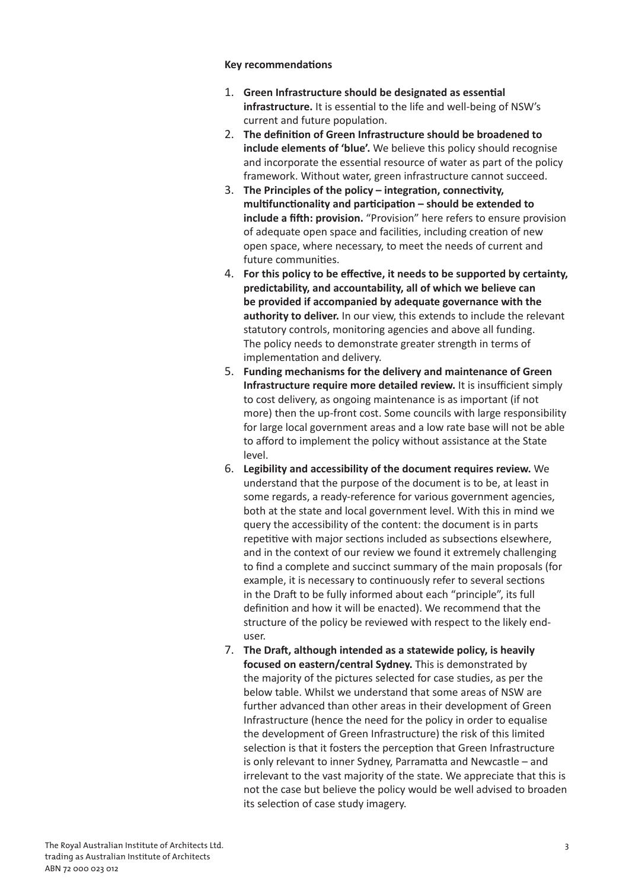**Key recommendations**

1. **Green Infrastructure should be designated as essential infrastructure.** It is essential to the life and well-being of NSW's current and future population.
2. **The definition of Green Infrastructure should be broadened to include elements of 'blue'.** We believe this policy should recognise and incorporate the essential resource of water as part of the policy framework. Without water, green infrastructure cannot succeed.
3. **The Principles of the policy – integration, connectivity, multifunctionality and participation – should be extended to include a fifth: provision.** "Provision" here refers to ensure provision of adequate open space and facilities, including creation of new open space, where necessary, to meet the needs of current and future communities.
4. **For this policy to be effective, it needs to be supported by certainty, predictability, and accountability, all of which we believe can be provided if accompanied by adequate governance with the authority to deliver.** In our view, this extends to include the relevant statutory controls, monitoring agencies and above all funding. The policy needs to demonstrate greater strength in terms of implementation and delivery.
5. **Funding mechanisms for the delivery and maintenance of Green Infrastructure require more detailed review.** It is insufficient simply to cost delivery, as ongoing maintenance is as important (if not more) then the up-front cost. Some councils with large responsibility for large local government areas and a low rate base will not be able to afford to implement the policy without assistance at the State level.
6. **Legibility and accessibility of the document requires review.** We understand that the purpose of the document is to be, at least in some regards, a ready-reference for various government agencies, both at the state and local government level. With this in mind we query the accessibility of the content: the document is in parts repetitive with major sections included as subsections elsewhere, and in the context of our review we found it extremely challenging to find a complete and succinct summary of the main proposals (for example, it is necessary to continuously refer to several sections in the Draft to be fully informed about each "principle", its full definition and how it will be enacted). We recommend that the structure of the policy be reviewed with respect to the likely end-user.
7. **The Draft, although intended as a statewide policy, is heavily focused on eastern/central Sydney.** This is demonstrated by the majority of the pictures selected for case studies, as per the below table. Whilst we understand that some areas of NSW are further advanced than other areas in their development of Green Infrastructure (hence the need for the policy in order to equalise the development of Green Infrastructure) the risk of this limited selection is that it fosters the perception that Green Infrastructure is only relevant to inner Sydney, Parramatta and Newcastle – and irrelevant to the vast majority of the state. We appreciate that this is not the case but believe the policy would be well advised to broaden its selection of case study imagery.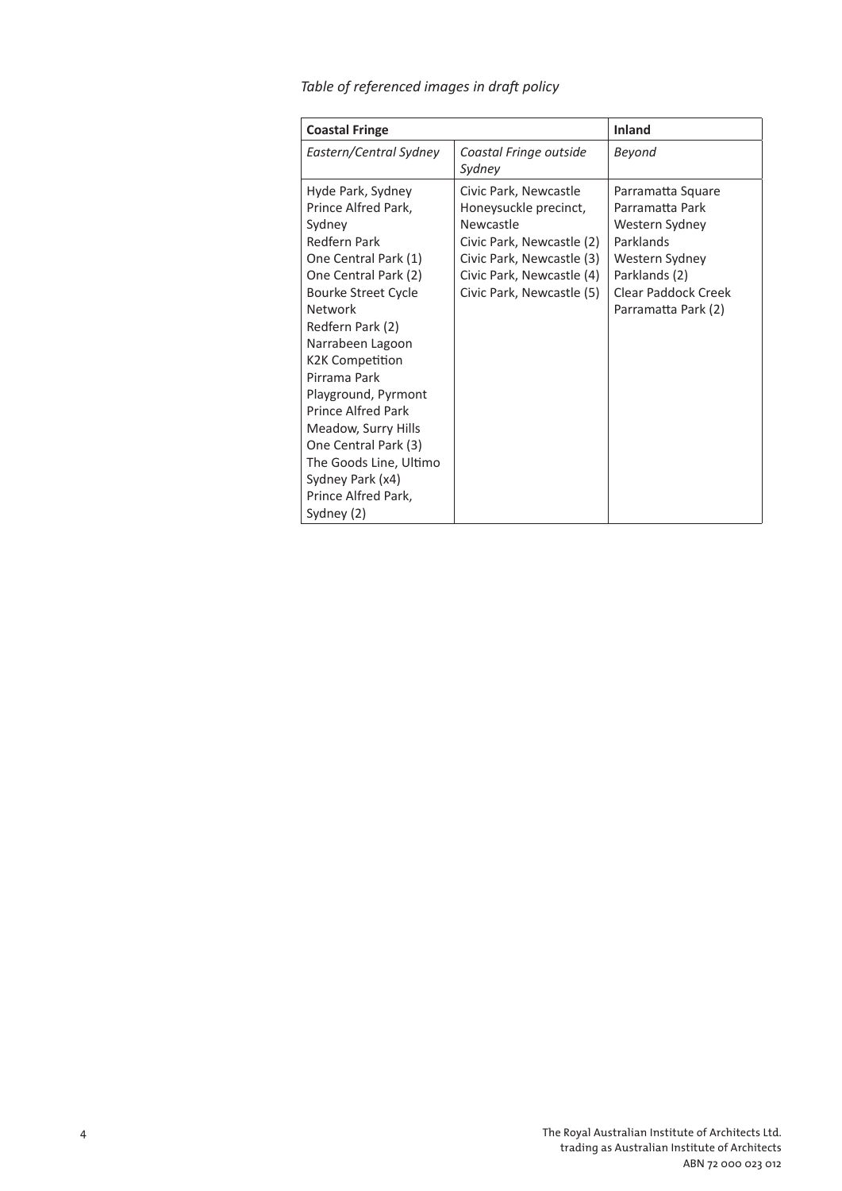*Table of referenced images in draft policy*

| **Coastal Fringe** | | **Inland** |
|---|---|---|
| *Eastern/Central Sydney* | *Coastal Fringe outside Sydney* | *Beyond* |
| Hyde Park, Sydney<br>Prince Alfred Park, Sydney<br>Redfern Park<br>One Central Park (1)<br>One Central Park (2)<br>Bourke Street Cycle Network<br>Redfern Park (2)<br>Narrabeen Lagoon<br>K2K Competition<br>Pirrama Park Playground, Pyrmont<br>Prince Alfred Park Meadow, Surry Hills<br>One Central Park (3)<br>The Goods Line, Ultimo<br>Sydney Park (x4)<br>Prince Alfred Park, Sydney (2) | Civic Park, Newcastle<br>Honeysuckle precinct, Newcastle<br>Civic Park, Newcastle (2)<br>Civic Park, Newcastle (3)<br>Civic Park, Newcastle (4)<br>Civic Park, Newcastle (5) | Parramatta Square<br>Parramatta Park<br>Western Sydney Parklands<br>Western Sydney Parklands (2)<br>Clear Paddock Creek<br>Parramatta Park (2) |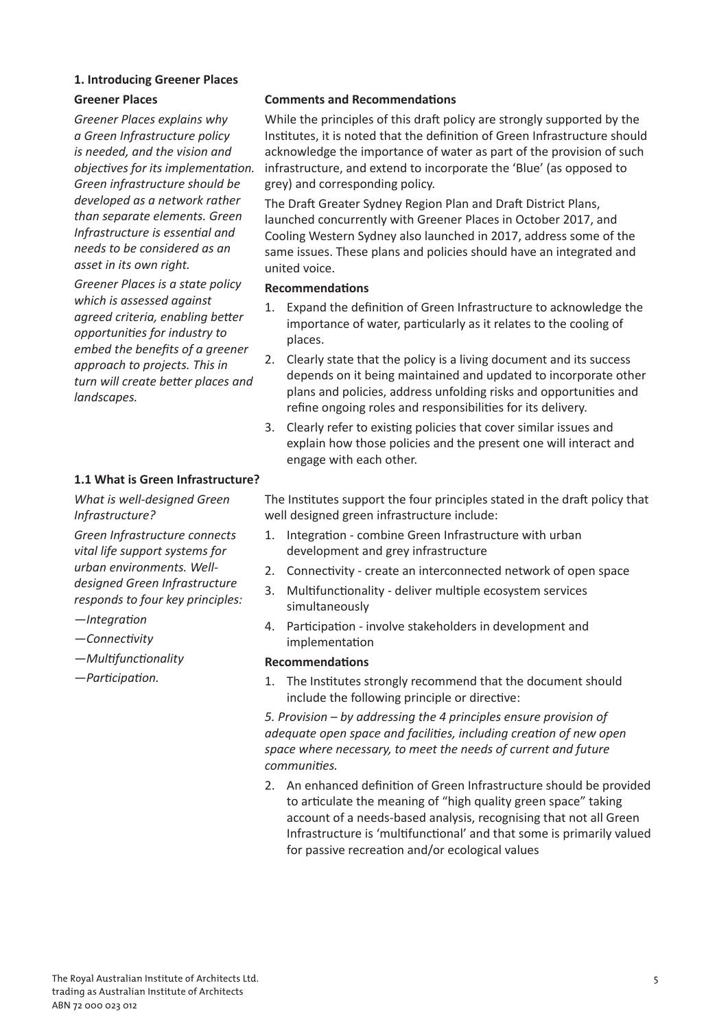## 1. Introducing Greener Places

### Greener Places

*Greener Places explains why a Green Infrastructure policy is needed, and the vision and objectives for its implementation. Green infrastructure should be developed as a network rather than separate elements. Green Infrastructure is essential and needs to be considered as an asset in its own right.*

*Greener Places is a state policy which is assessed against agreed criteria, enabling better opportunities for industry to embed the benefits of a greener approach to projects. This in turn will create better places and landscapes.*

**Comments and Recommendations**

While the principles of this draft policy are strongly supported by the Institutes, it is noted that the definition of Green Infrastructure should acknowledge the importance of water as part of the provision of such infrastructure, and extend to incorporate the 'Blue' (as opposed to grey) and corresponding policy.

The Draft Greater Sydney Region Plan and Draft District Plans, launched concurrently with Greener Places in October 2017, and Cooling Western Sydney also launched in 2017, address some of the same issues. These plans and policies should have an integrated and united voice.

**Recommendations**

1. Expand the definition of Green Infrastructure to acknowledge the importance of water, particularly as it relates to the cooling of places.
2. Clearly state that the policy is a living document and its success depends on it being maintained and updated to incorporate other plans and policies, address unfolding risks and opportunities and refine ongoing roles and responsibilities for its delivery.
3. Clearly refer to existing policies that cover similar issues and explain how those policies and the present one will interact and engage with each other.

### 1.1 What is Green Infrastructure?

*What is well-designed Green Infrastructure?*

*Green Infrastructure connects vital life support systems for urban environments. Well-designed Green Infrastructure responds to four key principles:*

*—Integration*

*—Connectivity*

*—Multifunctionality*

*—Participation.*

The Institutes support the four principles stated in the draft policy that well designed green infrastructure include:

1. Integration - combine Green Infrastructure with urban development and grey infrastructure
2. Connectivity - create an interconnected network of open space
3. Multifunctionality - deliver multiple ecosystem services simultaneously
4. Participation - involve stakeholders in development and implementation

**Recommendations**

1. The Institutes strongly recommend that the document should include the following principle or directive:

   *5. Provision – by addressing the 4 principles ensure provision of adequate open space and facilities, including creation of new open space where necessary, to meet the needs of current and future communities.*

2. An enhanced definition of Green Infrastructure should be provided to articulate the meaning of "high quality green space" taking account of a needs-based analysis, recognising that not all Green Infrastructure is 'multifunctional' and that some is primarily valued for passive recreation and/or ecological values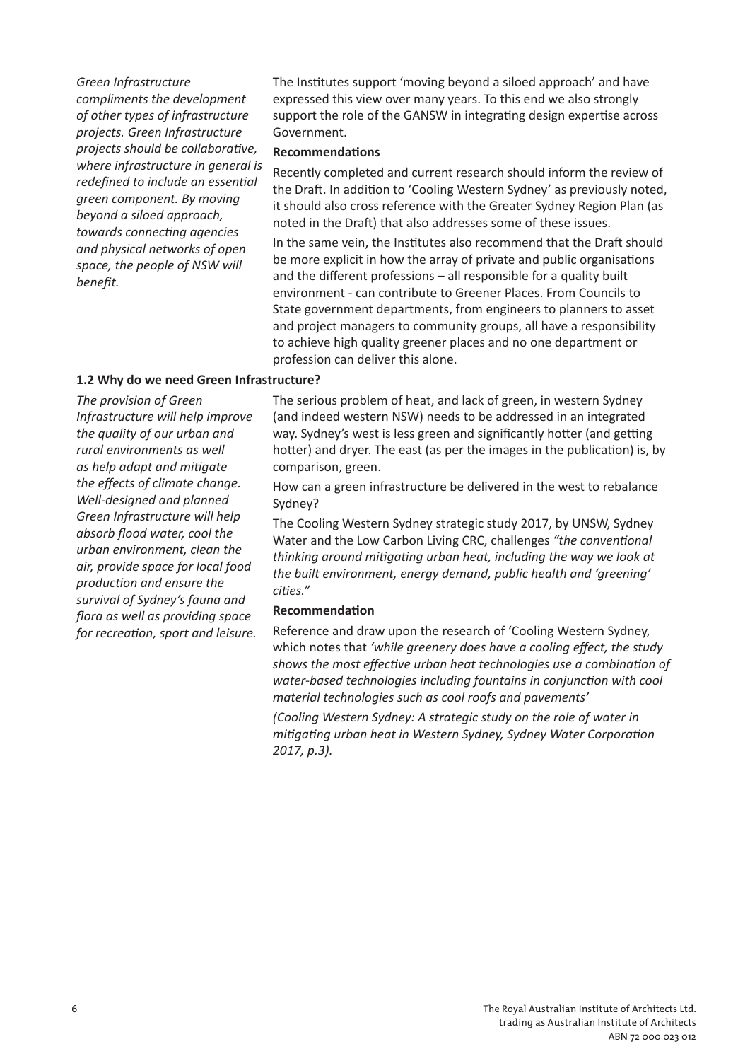*Green Infrastructure compliments the development of other types of infrastructure projects. Green Infrastructure projects should be collaborative, where infrastructure in general is redefined to include an essential green component. By moving beyond a siloed approach, towards connecting agencies and physical networks of open space, the people of NSW will benefit.*

The Institutes support 'moving beyond a siloed approach' and have expressed this view over many years. To this end we also strongly support the role of the GANSW in integrating design expertise across Government.

**Recommendations**

Recently completed and current research should inform the review of the Draft. In addition to 'Cooling Western Sydney' as previously noted, it should also cross reference with the Greater Sydney Region Plan (as noted in the Draft) that also addresses some of these issues.

In the same vein, the Institutes also recommend that the Draft should be more explicit in how the array of private and public organisations and the different professions – all responsible for a quality built environment - can contribute to Greener Places. From Councils to State government departments, from engineers to planners to asset and project managers to community groups, all have a responsibility to achieve high quality greener places and no one department or profession can deliver this alone.

**1.2 Why do we need Green Infrastructure?**

*The provision of Green Infrastructure will help improve the quality of our urban and rural environments as well as help adapt and mitigate the effects of climate change. Well-designed and planned Green Infrastructure will help absorb flood water, cool the urban environment, clean the air, provide space for local food production and ensure the survival of Sydney's fauna and flora as well as providing space for recreation, sport and leisure.*

The serious problem of heat, and lack of green, in western Sydney (and indeed western NSW) needs to be addressed in an integrated way. Sydney's west is less green and significantly hotter (and getting hotter) and dryer. The east (as per the images in the publication) is, by comparison, green.

How can a green infrastructure be delivered in the west to rebalance Sydney?

The Cooling Western Sydney strategic study 2017, by UNSW, Sydney Water and the Low Carbon Living CRC, challenges *"the conventional thinking around mitigating urban heat, including the way we look at the built environment, energy demand, public health and 'greening' cities."*

**Recommendation**

Reference and draw upon the research of 'Cooling Western Sydney, which notes that *'while greenery does have a cooling effect, the study shows the most effective urban heat technologies use a combination of water-based technologies including fountains in conjunction with cool material technologies such as cool roofs and pavements'*

*(Cooling Western Sydney: A strategic study on the role of water in mitigating urban heat in Western Sydney, Sydney Water Corporation 2017, p.3).*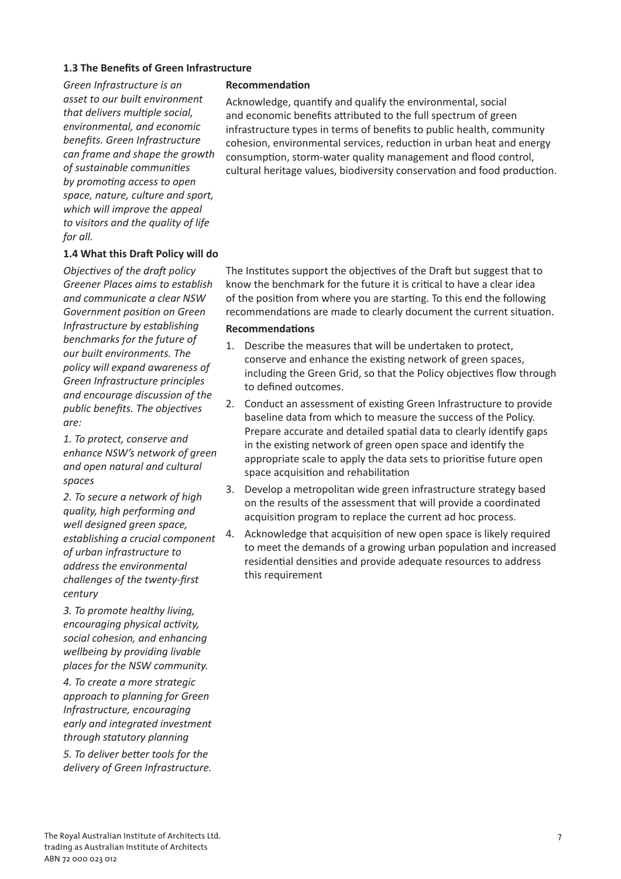### 1.3 The Benefits of Green Infrastructure

*Green Infrastructure is an asset to our built environment that delivers multiple social, environmental, and economic benefits. Green Infrastructure can frame and shape the growth of sustainable communities by promoting access to open space, nature, culture and sport, which will improve the appeal to visitors and the quality of life for all.*

**Recommendation**

Acknowledge, quantify and qualify the environmental, social and economic benefits attributed to the full spectrum of green infrastructure types in terms of benefits to public health, community cohesion, environmental services, reduction in urban heat and energy consumption, storm-water quality management and flood control, cultural heritage values, biodiversity conservation and food production.

### 1.4 What this Draft Policy will do

*Objectives of the draft policy Greener Places aims to establish and communicate a clear NSW Government position on Green Infrastructure by establishing benchmarks for the future of our built environments. The policy will expand awareness of Green Infrastructure principles and encourage discussion of the public benefits. The objectives are:*

*1. To protect, conserve and enhance NSW's network of green and open natural and cultural spaces*

*2. To secure a network of high quality, high performing and well designed green space, establishing a crucial component of urban infrastructure to address the environmental challenges of the twenty-first century*

*3. To promote healthy living, encouraging physical activity, social cohesion, and enhancing wellbeing by providing livable places for the NSW community.*

*4. To create a more strategic approach to planning for Green Infrastructure, encouraging early and integrated investment through statutory planning*

*5. To deliver better tools for the delivery of Green Infrastructure.*

The Institutes support the objectives of the Draft but suggest that to know the benchmark for the future it is critical to have a clear idea of the position from where you are starting. To this end the following recommendations are made to clearly document the current situation.

**Recommendations**

1. Describe the measures that will be undertaken to protect, conserve and enhance the existing network of green spaces, including the Green Grid, so that the Policy objectives flow through to defined outcomes.
2. Conduct an assessment of existing Green Infrastructure to provide baseline data from which to measure the success of the Policy. Prepare accurate and detailed spatial data to clearly identify gaps in the existing network of green open space and identify the appropriate scale to apply the data sets to prioritise future open space acquisition and rehabilitation
3. Develop a metropolitan wide green infrastructure strategy based on the results of the assessment that will provide a coordinated acquisition program to replace the current ad hoc process.
4. Acknowledge that acquisition of new open space is likely required to meet the demands of a growing urban population and increased residential densities and provide adequate resources to address this requirement

The Royal Australian Institute of Architects Ltd.
trading as Australian Institute of Architects
ABN 72 000 023 012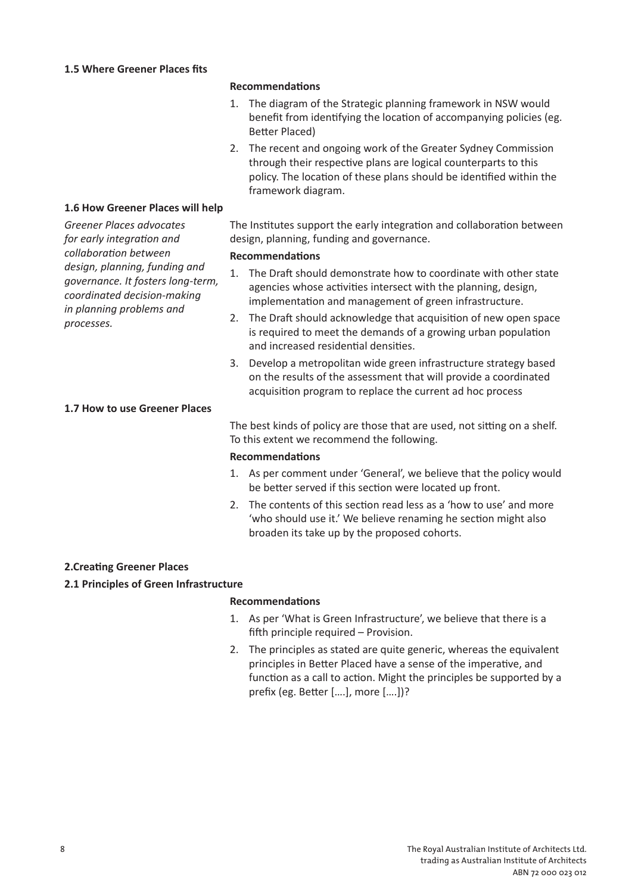### 1.5 Where Greener Places fits

**Recommendations**

1. The diagram of the Strategic planning framework in NSW would benefit from identifying the location of accompanying policies (eg. Better Placed)
2. The recent and ongoing work of the Greater Sydney Commission through their respective plans are logical counterparts to this policy. The location of these plans should be identified within the framework diagram.

### 1.6 How Greener Places will help

*Greener Places advocates for early integration and collaboration between design, planning, funding and governance. It fosters long-term, coordinated decision-making in planning problems and processes.*

The Institutes support the early integration and collaboration between design, planning, funding and governance.

**Recommendations**

1. The Draft should demonstrate how to coordinate with other state agencies whose activities intersect with the planning, design, implementation and management of green infrastructure.
2. The Draft should acknowledge that acquisition of new open space is required to meet the demands of a growing urban population and increased residential densities.
3. Develop a metropolitan wide green infrastructure strategy based on the results of the assessment that will provide a coordinated acquisition program to replace the current ad hoc process

### 1.7 How to use Greener Places

The best kinds of policy are those that are used, not sitting on a shelf. To this extent we recommend the following.

**Recommendations**

1. As per comment under 'General', we believe that the policy would be better served if this section were located up front.
2. The contents of this section read less as a 'how to use' and more 'who should use it.' We believe renaming he section might also broaden its take up by the proposed cohorts.

## 2.Creating Greener Places

### 2.1 Principles of Green Infrastructure

**Recommendations**

1. As per 'What is Green Infrastructure', we believe that there is a fifth principle required – Provision.
2. The principles as stated are quite generic, whereas the equivalent principles in Better Placed have a sense of the imperative, and function as a call to action. Might the principles be supported by a prefix (eg. Better [….], more [….])?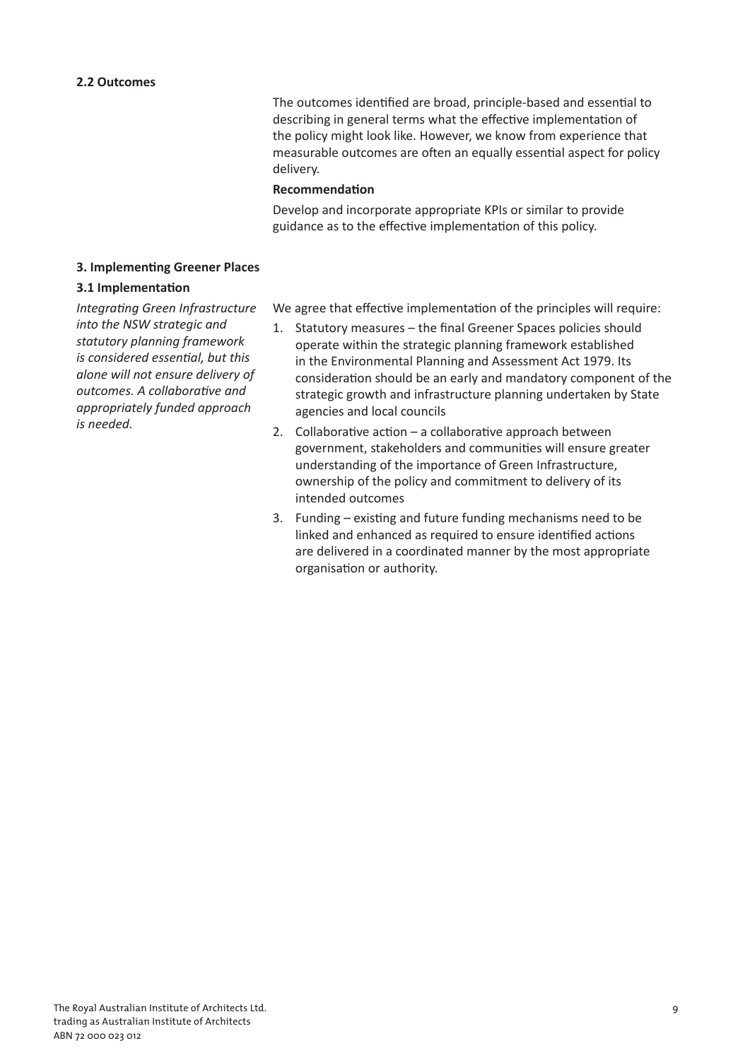### 2.2 Outcomes

The outcomes identified are broad, principle-based and essential to describing in general terms what the effective implementation of the policy might look like. However, we know from experience that measurable outcomes are often an equally essential aspect for policy delivery.

**Recommendation**

Develop and incorporate appropriate KPIs or similar to provide guidance as to the effective implementation of this policy.

## 3. Implementing Greener Places

### 3.1 Implementation

*Integrating Green Infrastructure into the NSW strategic and statutory planning framework is considered essential, but this alone will not ensure delivery of outcomes. A collaborative and appropriately funded approach is needed.*

We agree that effective implementation of the principles will require:

1. Statutory measures – the final Greener Spaces policies should operate within the strategic planning framework established in the Environmental Planning and Assessment Act 1979. Its consideration should be an early and mandatory component of the strategic growth and infrastructure planning undertaken by State agencies and local councils
2. Collaborative action – a collaborative approach between government, stakeholders and communities will ensure greater understanding of the importance of Green Infrastructure, ownership of the policy and commitment to delivery of its intended outcomes
3. Funding – existing and future funding mechanisms need to be linked and enhanced as required to ensure identified actions are delivered in a coordinated manner by the most appropriate organisation or authority.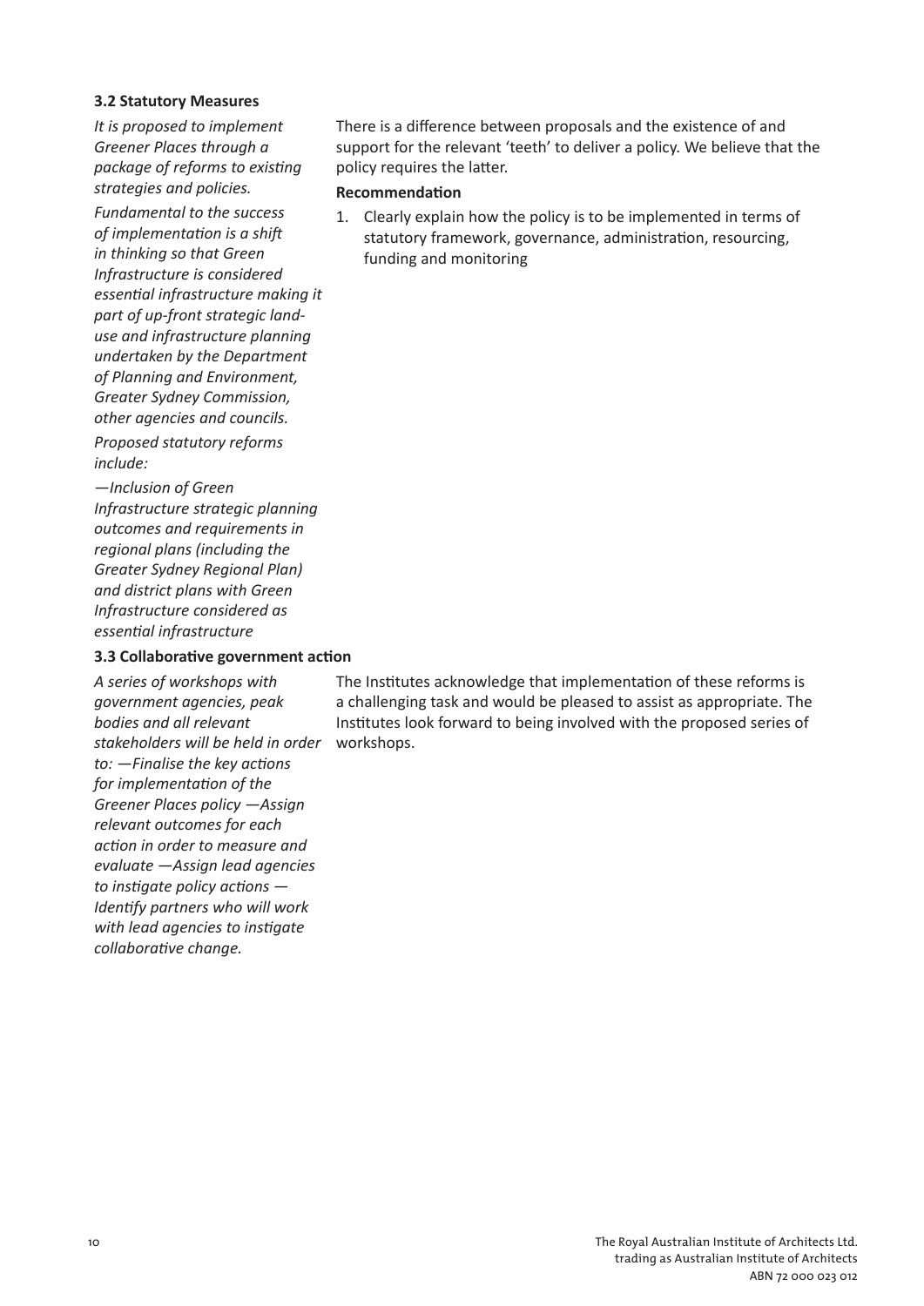**3.2 Statutory Measures**

*It is proposed to implement Greener Places through a package of reforms to existing strategies and policies.*

*Fundamental to the success of implementation is a shift in thinking so that Green Infrastructure is considered essential infrastructure making it part of up-front strategic land-use and infrastructure planning undertaken by the Department of Planning and Environment, Greater Sydney Commission, other agencies and councils.*

*Proposed statutory reforms include:*

*—Inclusion of Green Infrastructure strategic planning outcomes and requirements in regional plans (including the Greater Sydney Regional Plan) and district plans with Green Infrastructure considered as essential infrastructure*

There is a difference between proposals and the existence of and support for the relevant 'teeth' to deliver a policy. We believe that the policy requires the latter.

**Recommendation**

1. Clearly explain how the policy is to be implemented in terms of statutory framework, governance, administration, resourcing, funding and monitoring

**3.3 Collaborative government action**

*A series of workshops with government agencies, peak bodies and all relevant stakeholders will be held in order to: —Finalise the key actions for implementation of the Greener Places policy —Assign relevant outcomes for each action in order to measure and evaluate —Assign lead agencies to instigate policy actions —Identify partners who will work with lead agencies to instigate collaborative change.*

The Institutes acknowledge that implementation of these reforms is a challenging task and would be pleased to assist as appropriate. The Institutes look forward to being involved with the proposed series of workshops.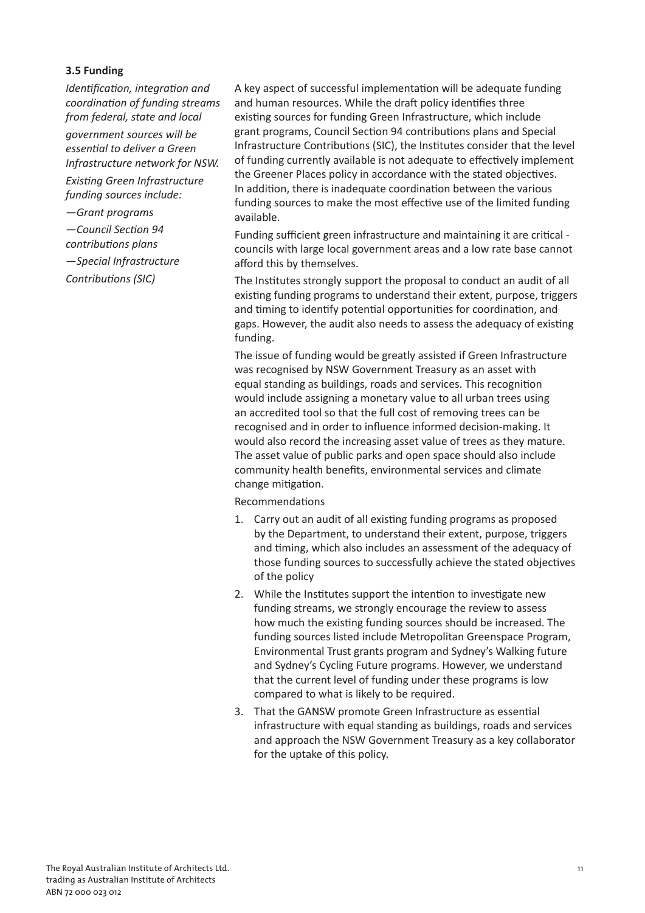**3.5 Funding**

*Identification, integration and coordination of funding streams from federal, state and local government sources will be essential to deliver a Green Infrastructure network for NSW.*

*Existing Green Infrastructure funding sources include:*

*—Grant programs*

*—Council Section 94 contributions plans*

*—Special Infrastructure Contributions (SIC)*

A key aspect of successful implementation will be adequate funding and human resources. While the draft policy identifies three existing sources for funding Green Infrastructure, which include grant programs, Council Section 94 contributions plans and Special Infrastructure Contributions (SIC), the Institutes consider that the level of funding currently available is not adequate to effectively implement the Greener Places policy in accordance with the stated objectives. In addition, there is inadequate coordination between the various funding sources to make the most effective use of the limited funding available.

Funding sufficient green infrastructure and maintaining it are critical - councils with large local government areas and a low rate base cannot afford this by themselves.

The Institutes strongly support the proposal to conduct an audit of all existing funding programs to understand their extent, purpose, triggers and timing to identify potential opportunities for coordination, and gaps. However, the audit also needs to assess the adequacy of existing funding.

The issue of funding would be greatly assisted if Green Infrastructure was recognised by NSW Government Treasury as an asset with equal standing as buildings, roads and services. This recognition would include assigning a monetary value to all urban trees using an accredited tool so that the full cost of removing trees can be recognised and in order to influence informed decision-making. It would also record the increasing asset value of trees as they mature. The asset value of public parks and open space should also include community health benefits, environmental services and climate change mitigation.

Recommendations

1. Carry out an audit of all existing funding programs as proposed by the Department, to understand their extent, purpose, triggers and timing, which also includes an assessment of the adequacy of those funding sources to successfully achieve the stated objectives of the policy
2. While the Institutes support the intention to investigate new funding streams, we strongly encourage the review to assess how much the existing funding sources should be increased. The funding sources listed include Metropolitan Greenspace Program, Environmental Trust grants program and Sydney's Walking future and Sydney's Cycling Future programs. However, we understand that the current level of funding under these programs is low compared to what is likely to be required.
3. That the GANSW promote Green Infrastructure as essential infrastructure with equal standing as buildings, roads and services and approach the NSW Government Treasury as a key collaborator for the uptake of this policy.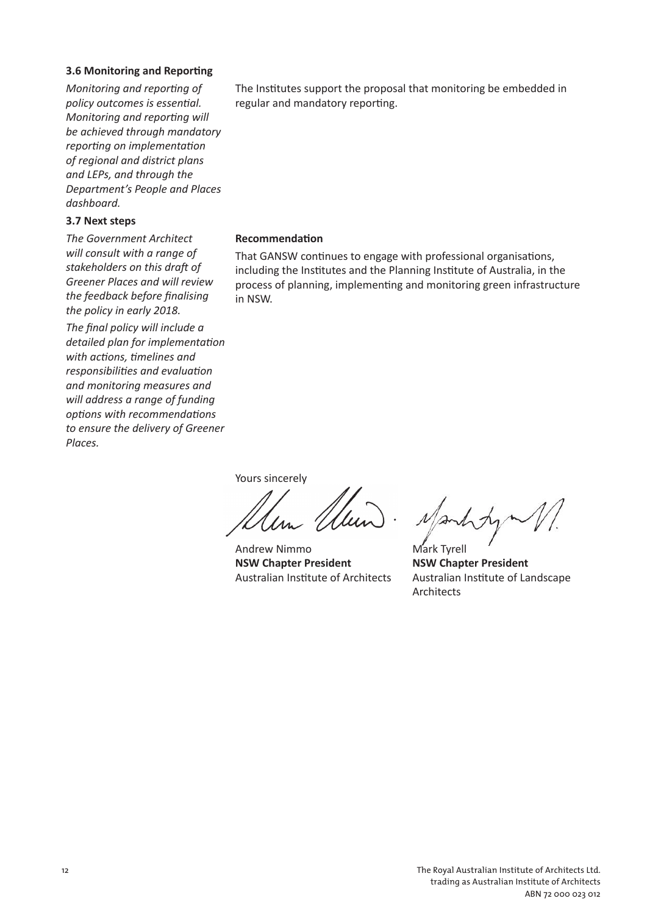### 3.6 Monitoring and Reporting

*Monitoring and reporting of policy outcomes is essential. Monitoring and reporting will be achieved through mandatory reporting on implementation of regional and district plans and LEPs, and through the Department's People and Places dashboard.*

The Institutes support the proposal that monitoring be embedded in regular and mandatory reporting.

### 3.7 Next steps

*The Government Architect will consult with a range of stakeholders on this draft of Greener Places and will review the feedback before finalising the policy in early 2018.*

*The final policy will include a detailed plan for implementation with actions, timelines and responsibilities and evaluation and monitoring measures and will address a range of funding options with recommendations to ensure the delivery of Greener Places.*

**Recommendation**

That GANSW continues to engage with professional organisations, including the Institutes and the Planning Institute of Australia, in the process of planning, implementing and monitoring green infrastructure in NSW.

Yours sincerely

Andrew Nimmo
**NSW Chapter President**
Australian Institute of Architects

Mark Tyrell
**NSW Chapter President**
Australian Institute of Landscape Architects

The Royal Australian Institute of Architects Ltd.
trading as Australian Institute of Architects
ABN 72 000 023 012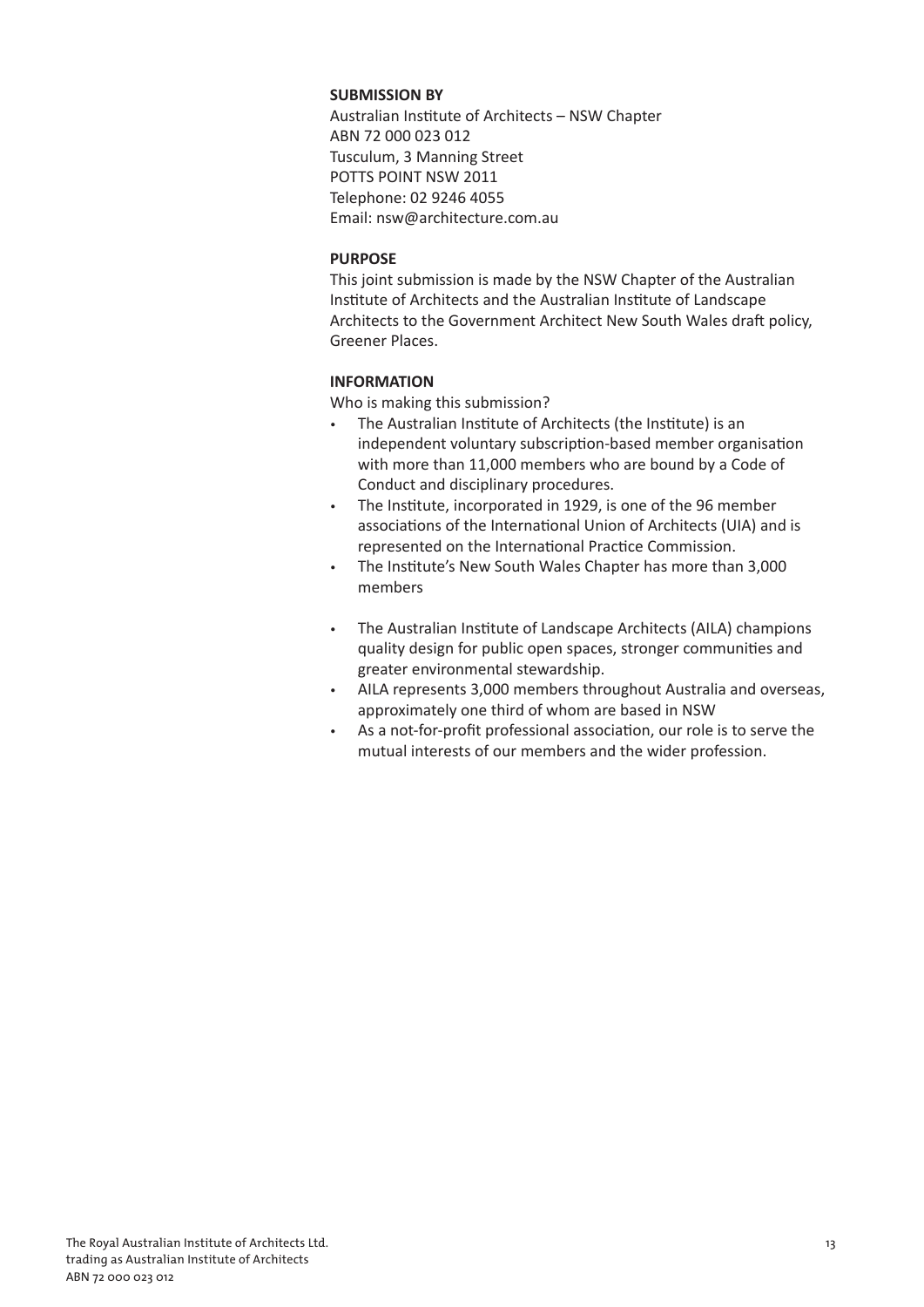**SUBMISSION BY**

Australian Institute of Architects – NSW Chapter
ABN 72 000 023 012
Tusculum, 3 Manning Street
POTTS POINT NSW 2011
Telephone: 02 9246 4055
Email: nsw@architecture.com.au

**PURPOSE**

This joint submission is made by the NSW Chapter of the Australian Institute of Architects and the Australian Institute of Landscape Architects to the Government Architect New South Wales draft policy, Greener Places.

**INFORMATION**

Who is making this submission?

- The Australian Institute of Architects (the Institute) is an independent voluntary subscription-based member organisation with more than 11,000 members who are bound by a Code of Conduct and disciplinary procedures.
- The Institute, incorporated in 1929, is one of the 96 member associations of the International Union of Architects (UIA) and is represented on the International Practice Commission.
- The Institute's New South Wales Chapter has more than 3,000 members

- The Australian Institute of Landscape Architects (AILA) champions quality design for public open spaces, stronger communities and greater environmental stewardship.
- AILA represents 3,000 members throughout Australia and overseas, approximately one third of whom are based in NSW
- As a not-for-profit professional association, our role is to serve the mutual interests of our members and the wider profession.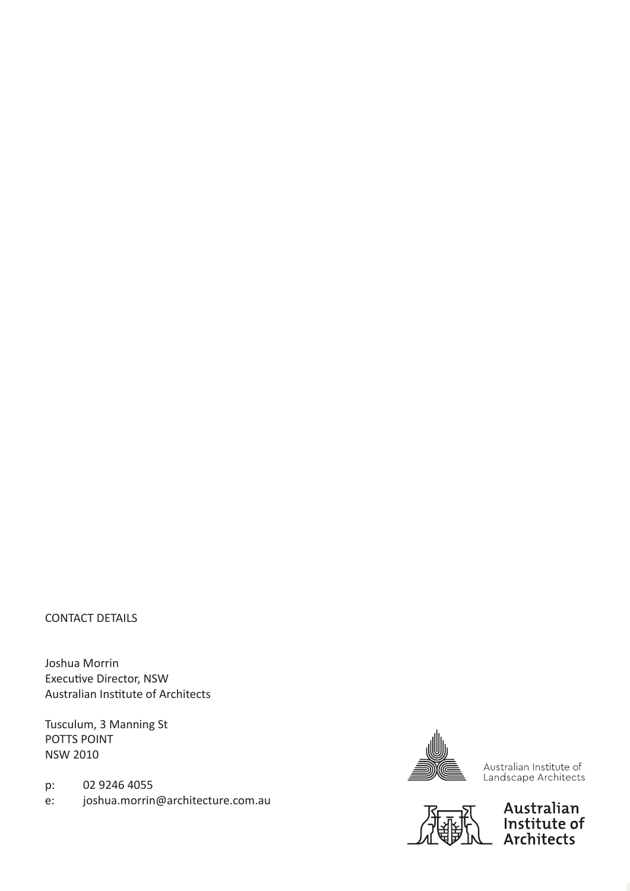CONTACT DETAILS

Joshua Morrin
Executive Director, NSW
Australian Institute of Architects

Tusculum, 3 Manning St
POTTS POINT
NSW 2010

p: 02 9246 4055
e: joshua.morrin@architecture.com.au

Australian Institute of Landscape Architects

Australian Institute of Architects